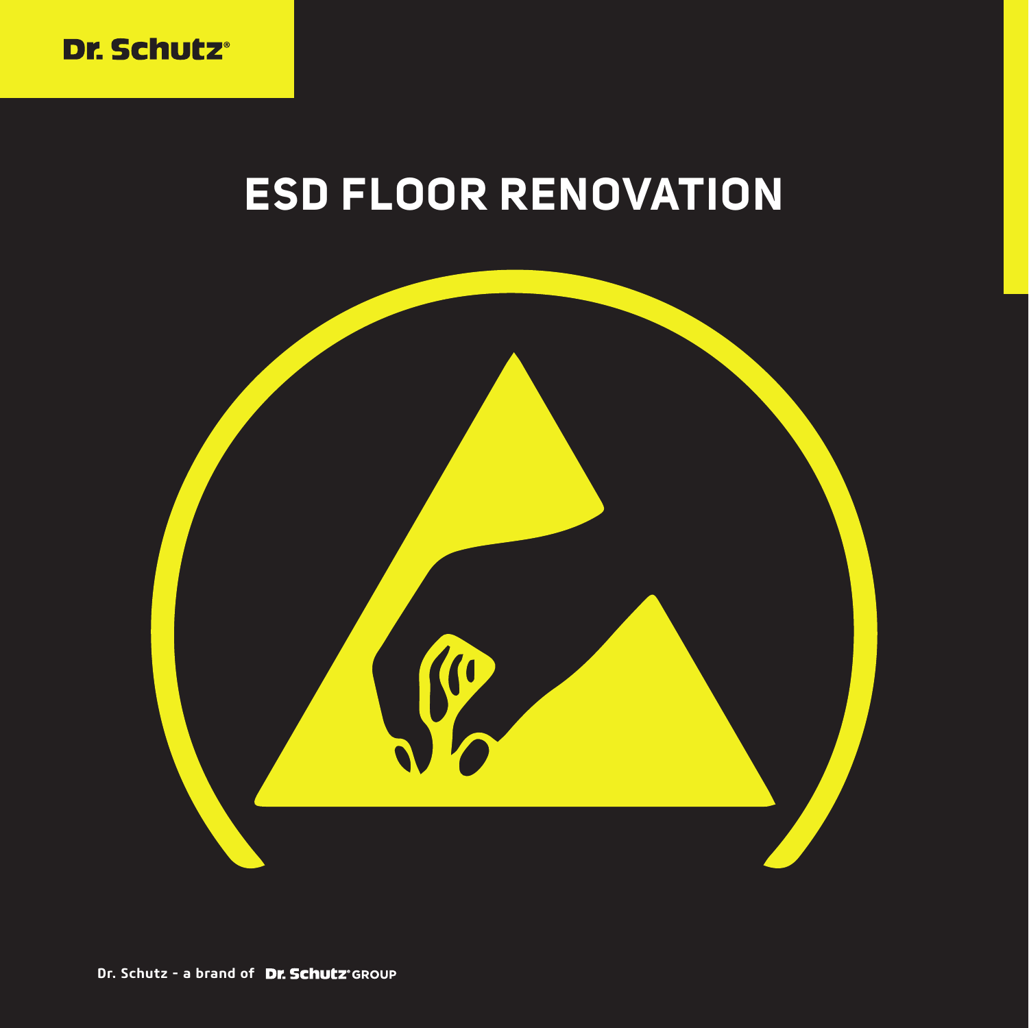Dr. Schutz®

# ESD FLOOR RENOVATION

Dr. Schutz - a brand of Dr. Schutz® GROUP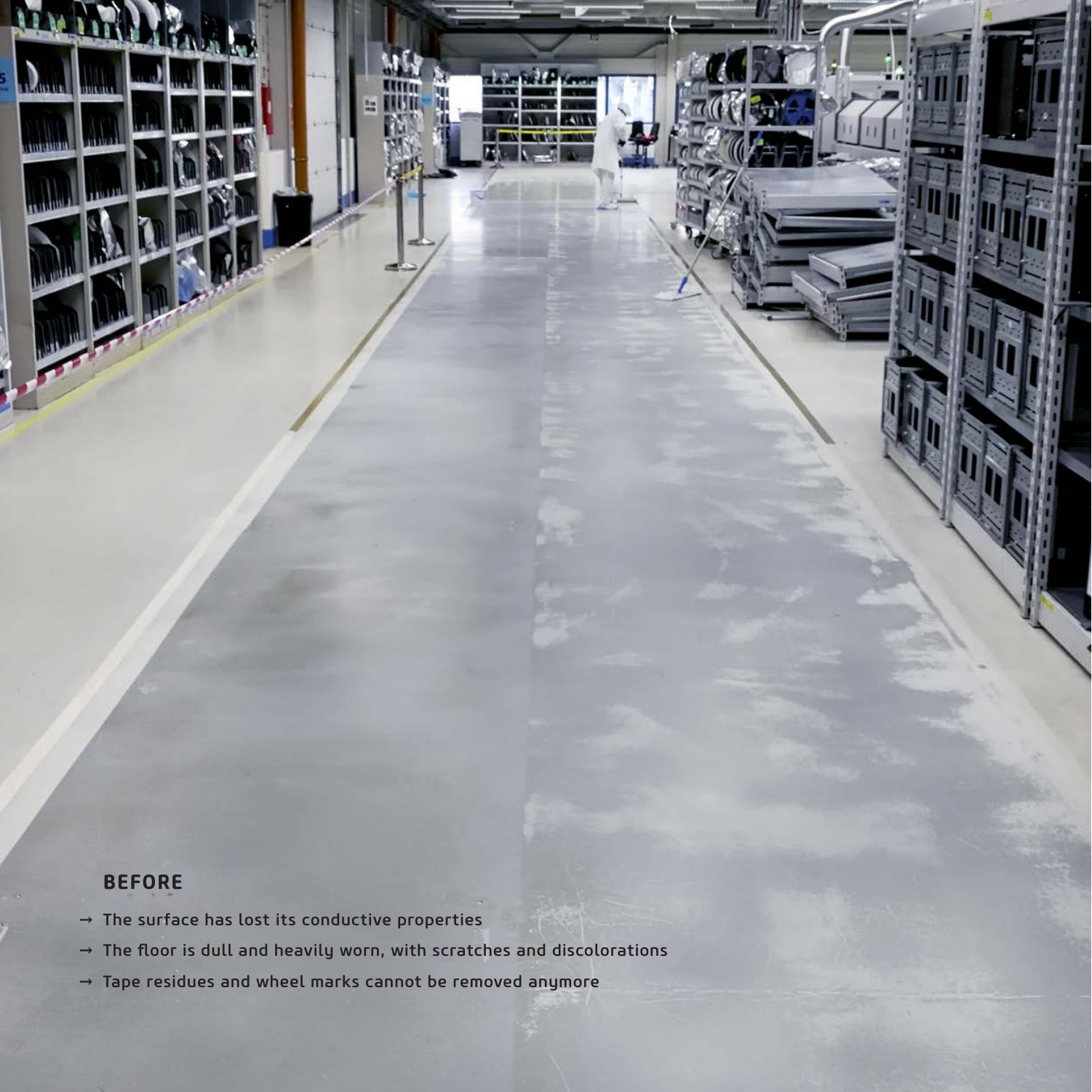## BEFORE

- → The surface has lost its conductive properties
- → The floor is dull and heavily worn, with scratches and discolorations
- → Tape residues and wheel marks cannot be removed anymore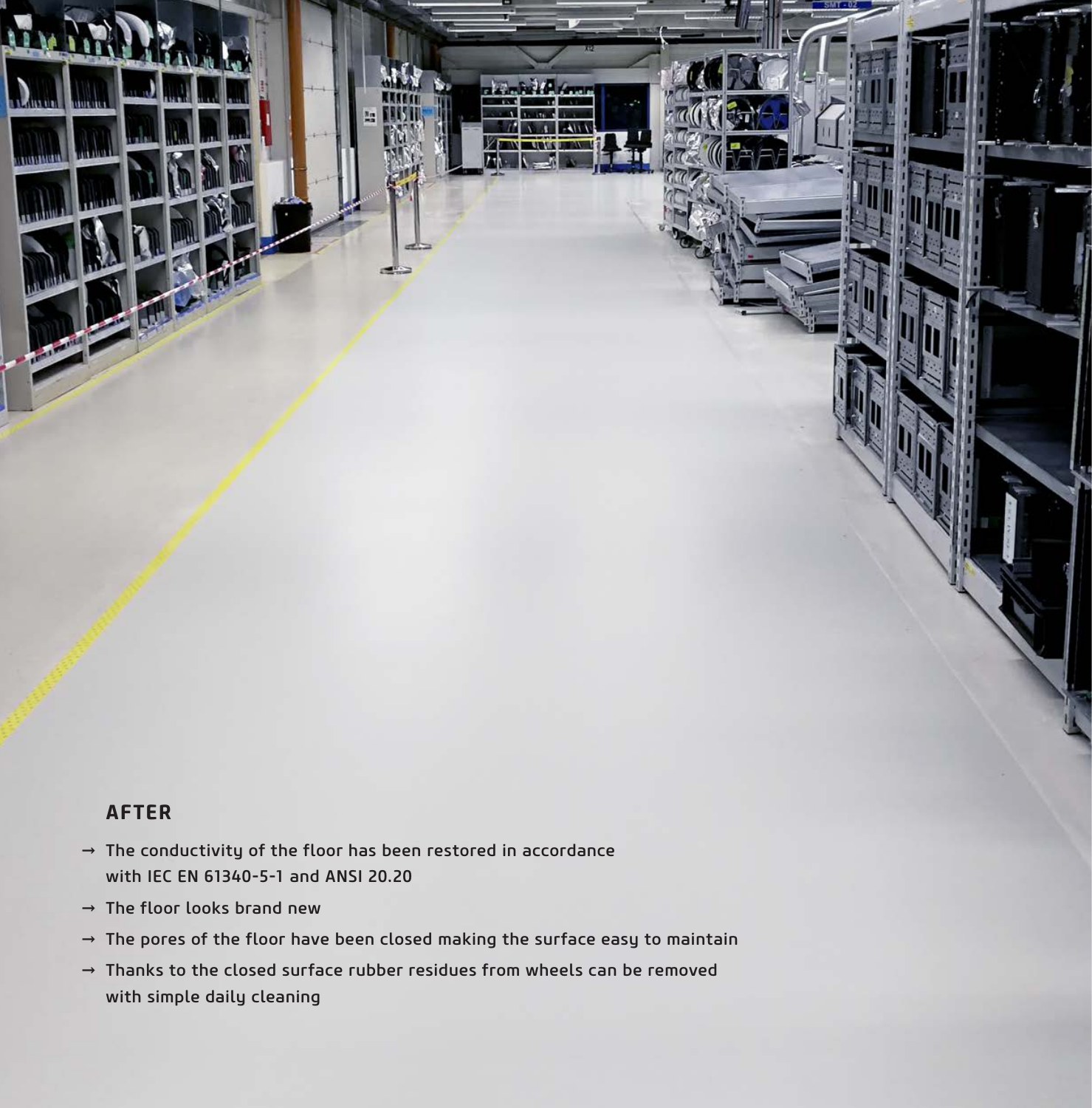## AFTER

- → The conductivity of the floor has been restored in accordance with IEC EN 61340-5-1 and ANSI 20.20
- → The floor looks brand new
- → The pores of the floor have been closed making the surface easy to maintain
- → Thanks to the closed surface rubber residues from wheels can be removed with simple daily cleaning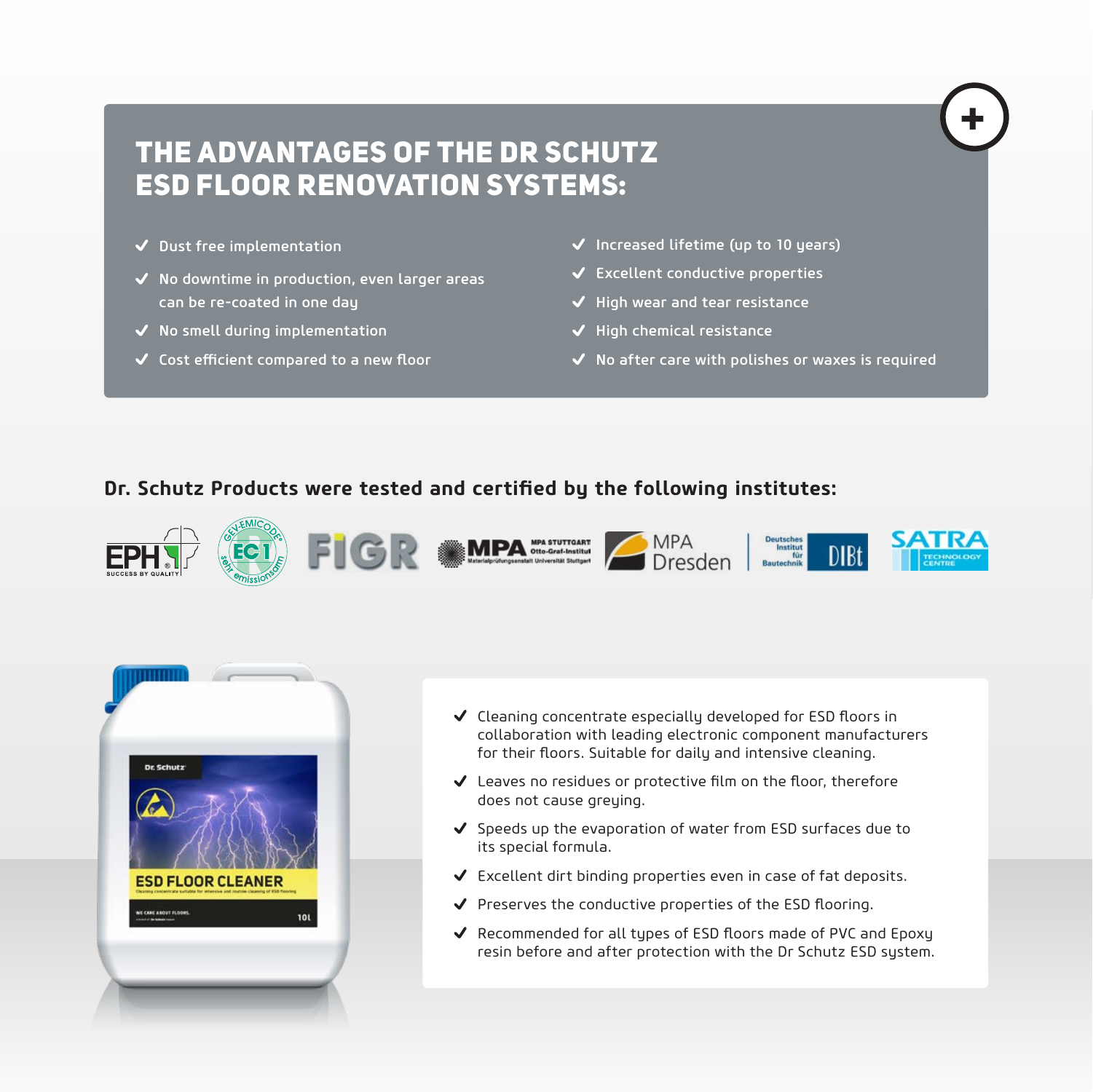# THE ADVANTAGES OF THE DR SCHUTZ ESD FLOOR RENOVATION SYSTEMS:

- ✔ Dust free implementation
- ✔ No downtime in production, even larger areas can be re-coated in one day
- ✔ No smell during implementation
- ✔ Cost efficient compared to a new floor
- ✔ Increased lifetime (up to 10 years)
- ✔ Excellent conductive properties
- ✔ High wear and tear resistance
- ✔ High chemical resistance
- ✔ No after care with polishes or waxes is required

**Dr. Schutz Products were tested and certified by the following institutes:**

EPH · EMICODE EC1 · FIGR · MPA Stuttgart Otto-Graf-Institut · MPA Dresden · Deutsches Institut für Bautechnik DIBt · SATRA Technology Centre

- ✔ Cleaning concentrate especially developed for ESD floors in collaboration with leading electronic component manufacturers for their floors. Suitable for daily and intensive cleaning.
- ✔ Leaves no residues or protective film on the floor, therefore does not cause greying.
- ✔ Speeds up the evaporation of water from ESD surfaces due to its special formula.
- ✔ Excellent dirt binding properties even in case of fat deposits.
- ✔ Preserves the conductive properties of the ESD flooring.
- ✔ Recommended for all types of ESD floors made of PVC and Epoxy resin before and after protection with the Dr Schutz ESD system.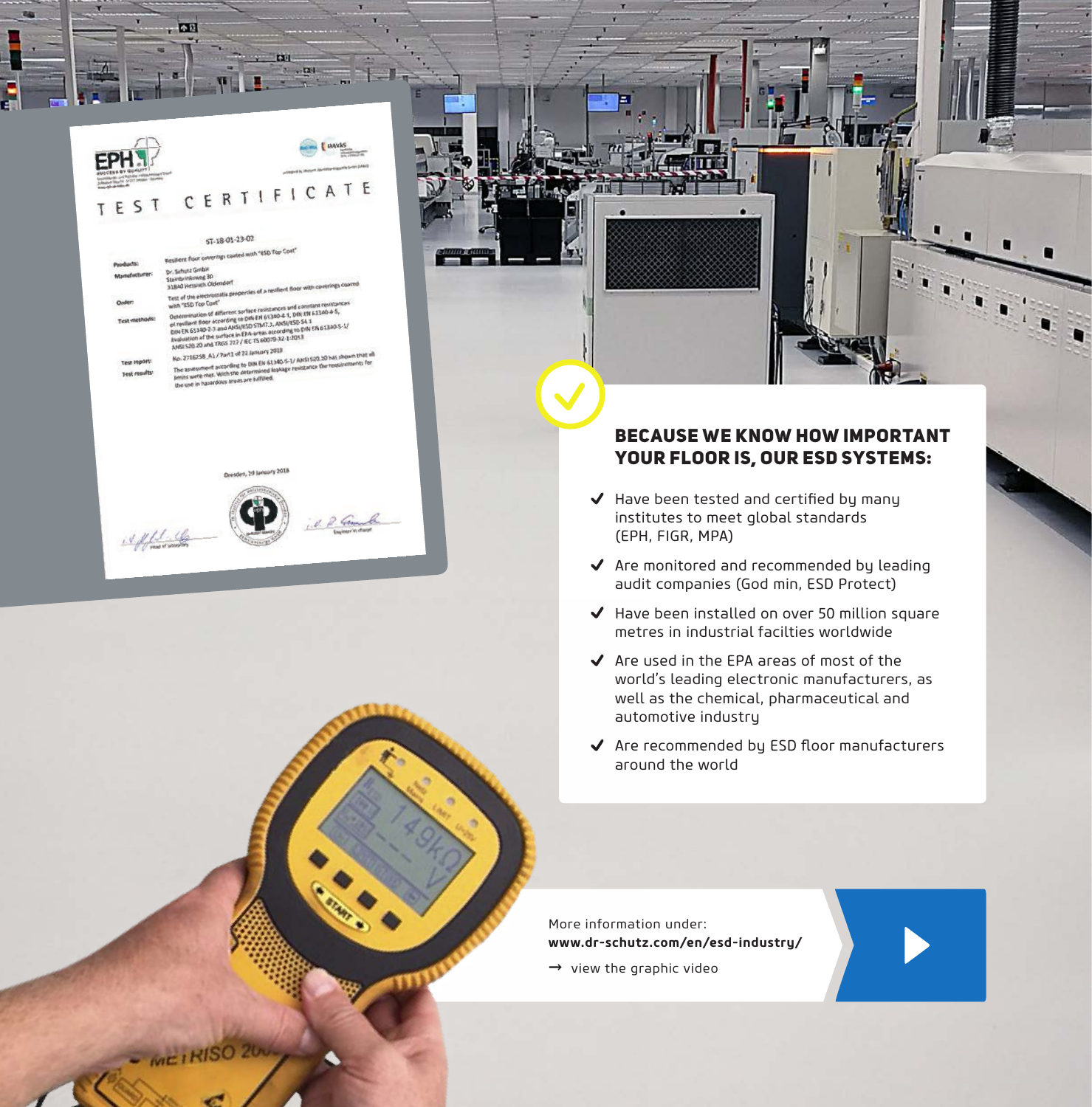## BECAUSE WE KNOW HOW IMPORTANT YOUR FLOOR IS, OUR ESD SYSTEMS:

- Have been tested and certified by many institutes to meet global standards (EPH, FIGR, MPA)
- Are monitored and recommended by leading audit companies (God min, ESD Protect)
- Have been installed on over 50 million square metres in industrial facilties worldwide
- Are used in the EPA areas of most of the world's leading electronic manufacturers, as well as the chemical, pharmaceutical and automotive industry
- Are recommended by ESD floor manufacturers around the world

More information under:
**www.dr-schutz.com/en/esd-industry/**

→ view the graphic video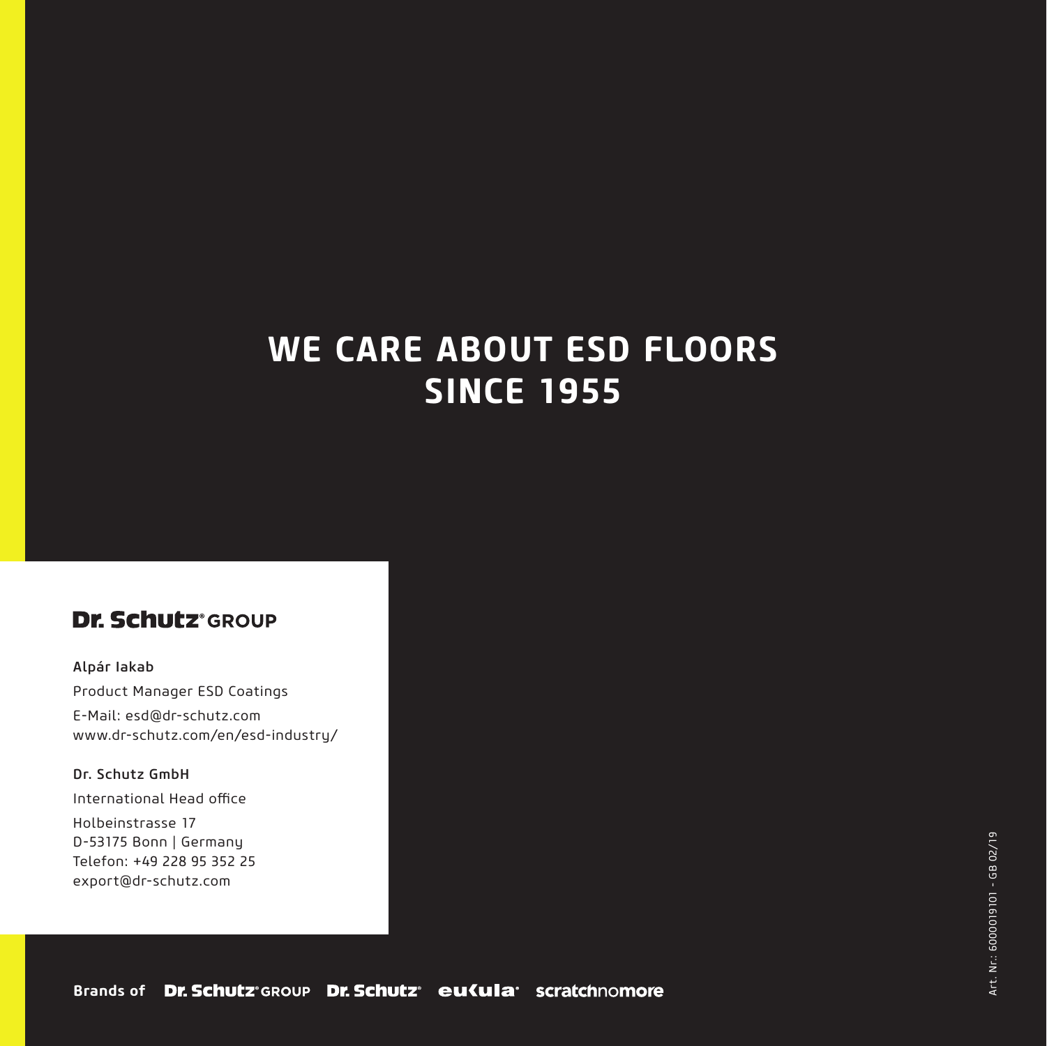# WE CARE ABOUT ESD FLOORS SINCE 1955

**Dr. Schutz® GROUP**

**Alpár Iakab**

Product Manager ESD Coatings

E-Mail: esd@dr-schutz.com
www.dr-schutz.com/en/esd-industry/

**Dr. Schutz GmbH**

International Head office

Holbeinstrasse 17
D-53175 Bonn | Germany
Telefon: +49 228 95 352 25
export@dr-schutz.com

**Brands of** Dr. Schutz® GROUP Dr. Schutz® eukula® scratchnomore

Art. Nr.: 6000019101 - GB 02/19